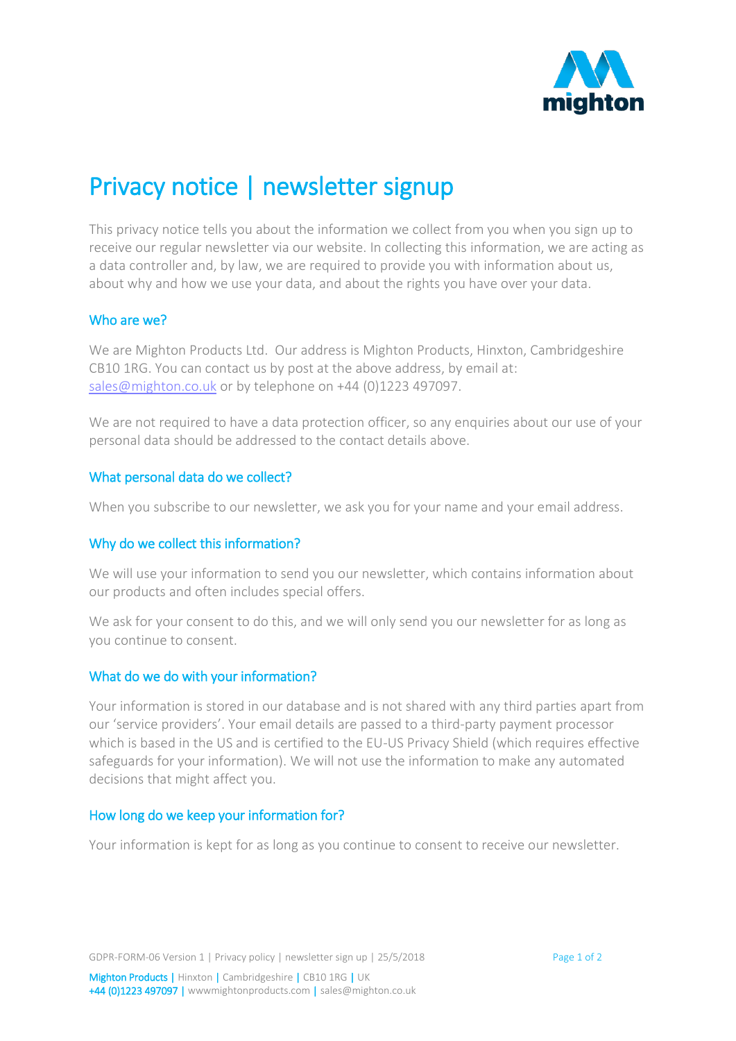# Privacy notice | newsletter signup

This privacy notice tells you about the information we collect from you when you sign up to receive our regular newsletter via our website. In collecting this information, we are acting as a data controller and, by law, we are required to provide you with information about us, about why and how we use your data, and about the rights you have over your data.

## Who are we?

We are Mighton Products Ltd. Our address is Mighton Products, Hinxton, Cambridgeshire CB10 1RG. You can contact us by post at the above address, by email at: sales@mighton.co.uk or by telephone on +44 (0)1223 497097.

We are not required to have a data protection officer, so any enquiries about our use of your personal data should be addressed to the contact details above.

## What personal data do we collect?

When you subscribe to our newsletter, we ask you for your name and your email address.

## Why do we collect this information?

We will use your information to send you our newsletter, which contains information about our products and often includes special offers.

We ask for your consent to do this, and we will only send you our newsletter for as long as you continue to consent.

## What do we do with your information?

Your information is stored in our database and is not shared with any third parties apart from our 'service providers'. Your email details are passed to a third-party payment processor which is based in the US and is certified to the EU-US Privacy Shield (which requires effective safeguards for your information). We will not use the information to make any automated decisions that might affect you.

## How long do we keep your information for?

Your information is kept for as long as you continue to consent to receive our newsletter.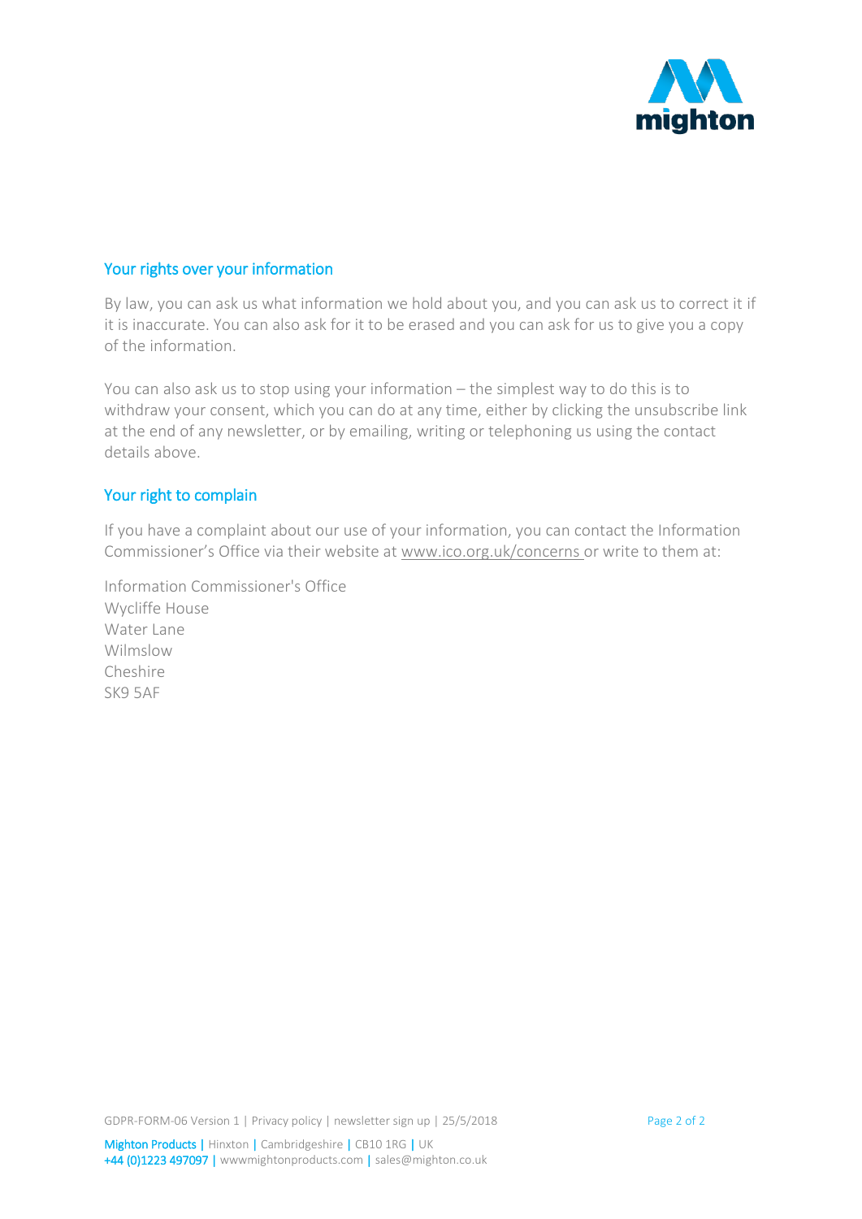## Your rights over your information

By law, you can ask us what information we hold about you, and you can ask us to correct it if it is inaccurate. You can also ask for it to be erased and you can ask for us to give you a copy of the information.

You can also ask us to stop using your information – the simplest way to do this is to withdraw your consent, which you can do at any time, either by clicking the unsubscribe link at the end of any newsletter, or by emailing, writing or telephoning us using the contact details above.

## Your right to complain

If you have a complaint about our use of your information, you can contact the Information Commissioner's Office via their website at www.ico.org.uk/concerns or write to them at:

Information Commissioner's Office
Wycliffe House
Water Lane
Wilmslow
Cheshire
SK9 5AF